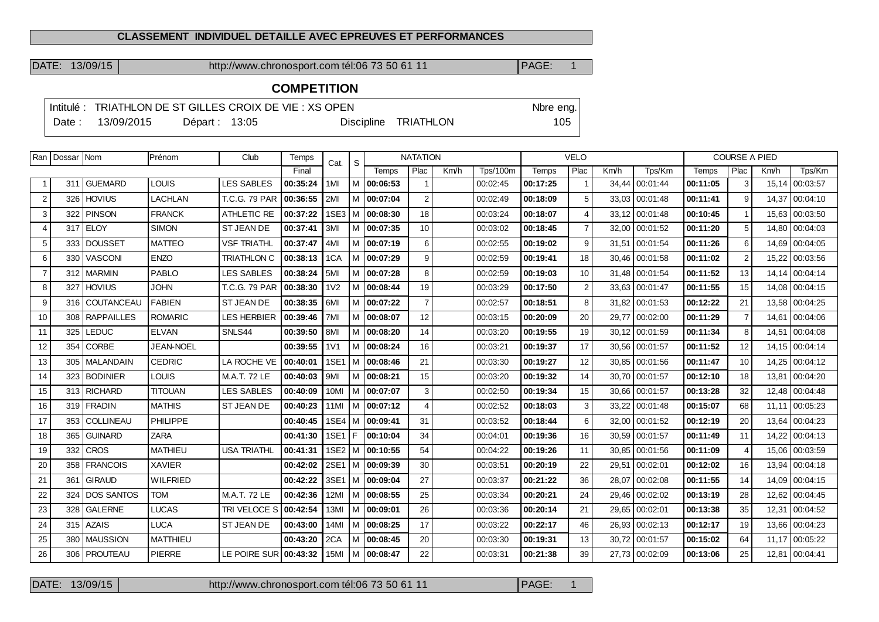# CLASSEMENT INDIVIDUEL DETAILLE AVEC EPREUVES ET PERFORMANCES

DATE: 13/09/15 | http://www.chronosport.com tél:06 73 50 61 11 | PAGE: 1

## COMPETITION

Intitulé : TRIATHLON DE ST GILLES CROIX DE VIE : XS OPEN — Nbre eng. 105

Date : 13/09/2015 — Départ : 13:05 — Discipline TRIATHLON

| Ran | Dossar | Nom | Prénom | Club | Temps | Cat. | S | NATATION | | | | VELO | | | | COURSE A PIED | | | |
|---|---|---|---|---|---|---|---|---|---|---|---|---|---|---|---|---|---|---|---|
| | | | | | Final | | | Temps | Plac | Km/h | Tps/100m | Temps | Plac | Km/h | Tps/Km | Temps | Plac | Km/h | Tps/Km |
| 1 | 311 | GUEMARD | LOUIS | LES SABLES | 00:35:24 | 1MI | M | 00:06:53 | 1 | | 00:02:45 | 00:17:25 | 1 | 34,44 | 00:01:44 | 00:11:05 | 3 | 15,14 | 00:03:57 |
| 2 | 326 | HOVIUS | LACHLAN | T.C.G. 79 PAR | 00:36:55 | 2MI | M | 00:07:04 | 2 | | 00:02:49 | 00:18:09 | 5 | 33,03 | 00:01:48 | 00:11:41 | 9 | 14,37 | 00:04:10 |
| 3 | 322 | PINSON | FRANCK | ATHLETIC RE | 00:37:22 | 1SE3 | M | 00:08:30 | 18 | | 00:03:24 | 00:18:07 | 4 | 33,12 | 00:01:48 | 00:10:45 | 1 | 15,63 | 00:03:50 |
| 4 | 317 | ELOY | SIMON | ST JEAN DE | 00:37:41 | 3MI | M | 00:07:35 | 10 | | 00:03:02 | 00:18:45 | 7 | 32,00 | 00:01:52 | 00:11:20 | 5 | 14,80 | 00:04:03 |
| 5 | 333 | DOUSSET | MATTEO | VSF TRIATHL | 00:37:47 | 4MI | M | 00:07:19 | 6 | | 00:02:55 | 00:19:02 | 9 | 31,51 | 00:01:54 | 00:11:26 | 6 | 14,69 | 00:04:05 |
| 6 | 330 | VASCONI | ENZO | TRIATHLON C | 00:38:13 | 1CA | M | 00:07:29 | 9 | | 00:02:59 | 00:19:41 | 18 | 30,46 | 00:01:58 | 00:11:02 | 2 | 15,22 | 00:03:56 |
| 7 | 312 | MARMIN | PABLO | LES SABLES | 00:38:24 | 5MI | M | 00:07:28 | 8 | | 00:02:59 | 00:19:03 | 10 | 31,48 | 00:01:54 | 00:11:52 | 13 | 14,14 | 00:04:14 |
| 8 | 327 | HOVIUS | JOHN | T.C.G. 79 PAR | 00:38:30 | 1V2 | M | 00:08:44 | 19 | | 00:03:29 | 00:17:50 | 2 | 33,63 | 00:01:47 | 00:11:55 | 15 | 14,08 | 00:04:15 |
| 9 | 316 | COUTANCEAU | FABIEN | ST JEAN DE | 00:38:35 | 6MI | M | 00:07:22 | 7 | | 00:02:57 | 00:18:51 | 8 | 31,82 | 00:01:53 | 00:12:22 | 21 | 13,58 | 00:04:25 |
| 10 | 308 | RAPPAILLES | ROMARIC | LES HERBIER | 00:39:46 | 7MI | M | 00:08:07 | 12 | | 00:03:15 | 00:20:09 | 20 | 29,77 | 00:02:00 | 00:11:29 | 7 | 14,61 | 00:04:06 |
| 11 | 325 | LEDUC | ELVAN | SNLS44 | 00:39:50 | 8MI | M | 00:08:20 | 14 | | 00:03:20 | 00:19:55 | 19 | 30,12 | 00:01:59 | 00:11:34 | 8 | 14,51 | 00:04:08 |
| 12 | 354 | CORBE | JEAN-NOEL | | 00:39:55 | 1V1 | M | 00:08:24 | 16 | | 00:03:21 | 00:19:37 | 17 | 30,56 | 00:01:57 | 00:11:52 | 12 | 14,15 | 00:04:14 |
| 13 | 305 | MALANDAIN | CEDRIC | LA ROCHE VE | 00:40:01 | 1SE1 | M | 00:08:46 | 21 | | 00:03:30 | 00:19:27 | 12 | 30,85 | 00:01:56 | 00:11:47 | 10 | 14,25 | 00:04:12 |
| 14 | 323 | BODINIER | LOUIS | M.A.T. 72 LE | 00:40:03 | 9MI | M | 00:08:21 | 15 | | 00:03:20 | 00:19:32 | 14 | 30,70 | 00:01:57 | 00:12:10 | 18 | 13,81 | 00:04:20 |
| 15 | 313 | RICHARD | TITOUAN | LES SABLES | 00:40:09 | 10MI | M | 00:07:07 | 3 | | 00:02:50 | 00:19:34 | 15 | 30,66 | 00:01:57 | 00:13:28 | 32 | 12,48 | 00:04:48 |
| 16 | 319 | FRADIN | MATHIS | ST JEAN DE | 00:40:23 | 11MI | M | 00:07:12 | 4 | | 00:02:52 | 00:18:03 | 3 | 33,22 | 00:01:48 | 00:15:07 | 68 | 11,11 | 00:05:23 |
| 17 | 353 | COLLINEAU | PHILIPPE | | 00:40:45 | 1SE4 | M | 00:09:41 | 31 | | 00:03:52 | 00:18:44 | 6 | 32,00 | 00:01:52 | 00:12:19 | 20 | 13,64 | 00:04:23 |
| 18 | 365 | GUINARD | ZARA | | 00:41:30 | 1SE1 | F | 00:10:04 | 34 | | 00:04:01 | 00:19:36 | 16 | 30,59 | 00:01:57 | 00:11:49 | 11 | 14,22 | 00:04:13 |
| 19 | 332 | CROS | MATHIEU | USA TRIATHL | 00:41:31 | 1SE2 | M | 00:10:55 | 54 | | 00:04:22 | 00:19:26 | 11 | 30,85 | 00:01:56 | 00:11:09 | 4 | 15,06 | 00:03:59 |
| 20 | 358 | FRANCOIS | XAVIER | | 00:42:02 | 2SE1 | M | 00:09:39 | 30 | | 00:03:51 | 00:20:19 | 22 | 29,51 | 00:02:01 | 00:12:02 | 16 | 13,94 | 00:04:18 |
| 21 | 361 | GIRAUD | WILFRIED | | 00:42:22 | 3SE1 | M | 00:09:04 | 27 | | 00:03:37 | 00:21:22 | 36 | 28,07 | 00:02:08 | 00:11:55 | 14 | 14,09 | 00:04:15 |
| 22 | 324 | DOS SANTOS | TOM | M.A.T. 72 LE | 00:42:36 | 12MI | M | 00:08:55 | 25 | | 00:03:34 | 00:20:21 | 24 | 29,46 | 00:02:02 | 00:13:19 | 28 | 12,62 | 00:04:45 |
| 23 | 328 | GALERNE | LUCAS | TRI VELOCE S | 00:42:54 | 13MI | M | 00:09:01 | 26 | | 00:03:36 | 00:20:14 | 21 | 29,65 | 00:02:01 | 00:13:38 | 35 | 12,31 | 00:04:52 |
| 24 | 315 | AZAIS | LUCA | ST JEAN DE | 00:43:00 | 14MI | M | 00:08:25 | 17 | | 00:03:22 | 00:22:17 | 46 | 26,93 | 00:02:13 | 00:12:17 | 19 | 13,66 | 00:04:23 |
| 25 | 380 | MAUSSION | MATTHIEU | | 00:43:20 | 2CA | M | 00:08:45 | 20 | | 00:03:30 | 00:19:31 | 13 | 30,72 | 00:01:57 | 00:15:02 | 64 | 11,17 | 00:05:22 |
| 26 | 306 | PROUTEAU | PIERRE | LE POIRE SUR | 00:43:32 | 15MI | M | 00:08:47 | 22 | | 00:03:31 | 00:21:38 | 39 | 27,73 | 00:02:09 | 00:13:06 | 25 | 12,81 | 00:04:41 |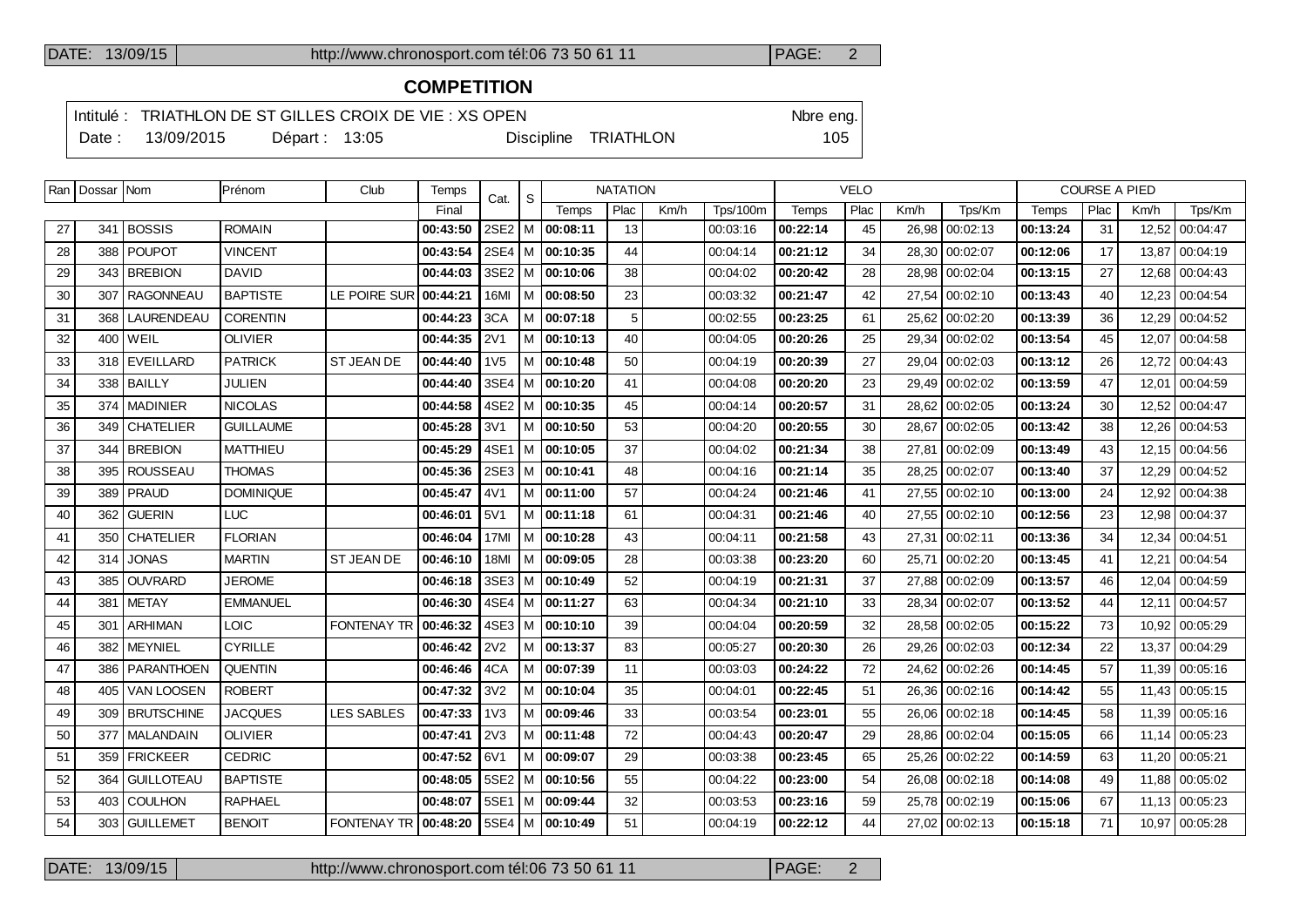## COMPETITION

Intitulé : TRIATHLON DE ST GILLES CROIX DE VIE : XS OPEN — Nbre eng. 105

Date : 13/09/2015 — Départ : 13:05 — Discipline TRIATHLON

| Ran | Dossar | Nom | Prénom | Club | Temps | Cat. | S | NATATION | | | | VELO | | | | COURSE A PIED | | | |
|---|---|---|---|---|---|---|---|---|---|---|---|---|---|---|---|---|---|---|---|
| | | | | | Final | | | Temps | Plac | Km/h | Tps/100m | Temps | Plac | Km/h | Tps/Km | Temps | Plac | Km/h | Tps/Km |
| 27 | 341 | BOSSIS | ROMAIN | | 00:43:50 | 2SE2 | M | 00:08:11 | 13 | | 00:03:16 | 00:22:14 | 45 | 26,98 | 00:02:13 | 00:13:24 | 31 | 12,52 | 00:04:47 |
| 28 | 388 | POUPOT | VINCENT | | 00:43:54 | 2SE4 | M | 00:10:35 | 44 | | 00:04:14 | 00:21:12 | 34 | 28,30 | 00:02:07 | 00:12:06 | 17 | 13,87 | 00:04:19 |
| 29 | 343 | BREBION | DAVID | | 00:44:03 | 3SE2 | M | 00:10:06 | 38 | | 00:04:02 | 00:20:42 | 28 | 28,98 | 00:02:04 | 00:13:15 | 27 | 12,68 | 00:04:43 |
| 30 | 307 | RAGONNEAU | BAPTISTE | LE POIRE SUR | 00:44:21 | 16MI | M | 00:08:50 | 23 | | 00:03:32 | 00:21:47 | 42 | 27,54 | 00:02:10 | 00:13:43 | 40 | 12,23 | 00:04:54 |
| 31 | 368 | LAURENDEAU | CORENTIN | | 00:44:23 | 3CA | M | 00:07:18 | 5 | | 00:02:55 | 00:23:25 | 61 | 25,62 | 00:02:20 | 00:13:39 | 36 | 12,29 | 00:04:52 |
| 32 | 400 | WEIL | OLIVIER | | 00:44:35 | 2V1 | M | 00:10:13 | 40 | | 00:04:05 | 00:20:26 | 25 | 29,34 | 00:02:02 | 00:13:54 | 45 | 12,07 | 00:04:58 |
| 33 | 318 | EVEILLARD | PATRICK | ST JEAN DE | 00:44:40 | 1V5 | M | 00:10:48 | 50 | | 00:04:19 | 00:20:39 | 27 | 29,04 | 00:02:03 | 00:13:12 | 26 | 12,72 | 00:04:43 |
| 34 | 338 | BAILLY | JULIEN | | 00:44:40 | 3SE4 | M | 00:10:20 | 41 | | 00:04:08 | 00:20:20 | 23 | 29,49 | 00:02:02 | 00:13:59 | 47 | 12,01 | 00:04:59 |
| 35 | 374 | MADINIER | NICOLAS | | 00:44:58 | 4SE2 | M | 00:10:35 | 45 | | 00:04:14 | 00:20:57 | 31 | 28,62 | 00:02:05 | 00:13:24 | 30 | 12,52 | 00:04:47 |
| 36 | 349 | CHATELIER | GUILLAUME | | 00:45:28 | 3V1 | M | 00:10:50 | 53 | | 00:04:20 | 00:20:55 | 30 | 28,67 | 00:02:05 | 00:13:42 | 38 | 12,26 | 00:04:53 |
| 37 | 344 | BREBION | MATTHIEU | | 00:45:29 | 4SE1 | M | 00:10:05 | 37 | | 00:04:02 | 00:21:34 | 38 | 27,81 | 00:02:09 | 00:13:49 | 43 | 12,15 | 00:04:56 |
| 38 | 395 | ROUSSEAU | THOMAS | | 00:45:36 | 2SE3 | M | 00:10:41 | 48 | | 00:04:16 | 00:21:14 | 35 | 28,25 | 00:02:07 | 00:13:40 | 37 | 12,29 | 00:04:52 |
| 39 | 389 | PRAUD | DOMINIQUE | | 00:45:47 | 4V1 | M | 00:11:00 | 57 | | 00:04:24 | 00:21:46 | 41 | 27,55 | 00:02:10 | 00:13:00 | 24 | 12,92 | 00:04:38 |
| 40 | 362 | GUERIN | LUC | | 00:46:01 | 5V1 | M | 00:11:18 | 61 | | 00:04:31 | 00:21:46 | 40 | 27,55 | 00:02:10 | 00:12:56 | 23 | 12,98 | 00:04:37 |
| 41 | 350 | CHATELIER | FLORIAN | | 00:46:04 | 17MI | M | 00:10:28 | 43 | | 00:04:11 | 00:21:58 | 43 | 27,31 | 00:02:11 | 00:13:36 | 34 | 12,34 | 00:04:51 |
| 42 | 314 | JONAS | MARTIN | ST JEAN DE | 00:46:10 | 18MI | M | 00:09:05 | 28 | | 00:03:38 | 00:23:20 | 60 | 25,71 | 00:02:20 | 00:13:45 | 41 | 12,21 | 00:04:54 |
| 43 | 385 | OUVRARD | JEROME | | 00:46:18 | 3SE3 | M | 00:10:49 | 52 | | 00:04:19 | 00:21:31 | 37 | 27,88 | 00:02:09 | 00:13:57 | 46 | 12,04 | 00:04:59 |
| 44 | 381 | METAY | EMMANUEL | | 00:46:30 | 4SE4 | M | 00:11:27 | 63 | | 00:04:34 | 00:21:10 | 33 | 28,34 | 00:02:07 | 00:13:52 | 44 | 12,11 | 00:04:57 |
| 45 | 301 | ARHIMAN | LOIC | FONTENAY TR | 00:46:32 | 4SE3 | M | 00:10:10 | 39 | | 00:04:04 | 00:20:59 | 32 | 28,58 | 00:02:05 | 00:15:22 | 73 | 10,92 | 00:05:29 |
| 46 | 382 | MEYNIEL | CYRILLE | | 00:46:42 | 2V2 | M | 00:13:37 | 83 | | 00:05:27 | 00:20:30 | 26 | 29,26 | 00:02:03 | 00:12:34 | 22 | 13,37 | 00:04:29 |
| 47 | 386 | PARANTHOEN | QUENTIN | | 00:46:46 | 4CA | M | 00:07:39 | 11 | | 00:03:03 | 00:24:22 | 72 | 24,62 | 00:02:26 | 00:14:45 | 57 | 11,39 | 00:05:16 |
| 48 | 405 | VAN LOOSEN | ROBERT | | 00:47:32 | 3V2 | M | 00:10:04 | 35 | | 00:04:01 | 00:22:45 | 51 | 26,36 | 00:02:16 | 00:14:42 | 55 | 11,43 | 00:05:15 |
| 49 | 309 | BRUTSCHINE | JACQUES | LES SABLES | 00:47:33 | 1V3 | M | 00:09:46 | 33 | | 00:03:54 | 00:23:01 | 55 | 26,06 | 00:02:18 | 00:14:45 | 58 | 11,39 | 00:05:16 |
| 50 | 377 | MALANDAIN | OLIVIER | | 00:47:41 | 2V3 | M | 00:11:48 | 72 | | 00:04:43 | 00:20:47 | 29 | 28,86 | 00:02:04 | 00:15:05 | 66 | 11,14 | 00:05:23 |
| 51 | 359 | FRICKEER | CEDRIC | | 00:47:52 | 6V1 | M | 00:09:07 | 29 | | 00:03:38 | 00:23:45 | 65 | 25,26 | 00:02:22 | 00:14:59 | 63 | 11,20 | 00:05:21 |
| 52 | 364 | GUILLOTEAU | BAPTISTE | | 00:48:05 | 5SE2 | M | 00:10:56 | 55 | | 00:04:22 | 00:23:00 | 54 | 26,08 | 00:02:18 | 00:14:08 | 49 | 11,88 | 00:05:02 |
| 53 | 403 | COULHON | RAPHAEL | | 00:48:07 | 5SE1 | M | 00:09:44 | 32 | | 00:03:53 | 00:23:16 | 59 | 25,78 | 00:02:19 | 00:15:06 | 67 | 11,13 | 00:05:23 |
| 54 | 303 | GUILLEMET | BENOIT | FONTENAY TR | 00:48:20 | 5SE4 | M | 00:10:49 | 51 | | 00:04:19 | 00:22:12 | 44 | 27,02 | 00:02:13 | 00:15:18 | 71 | 10,97 | 00:05:28 |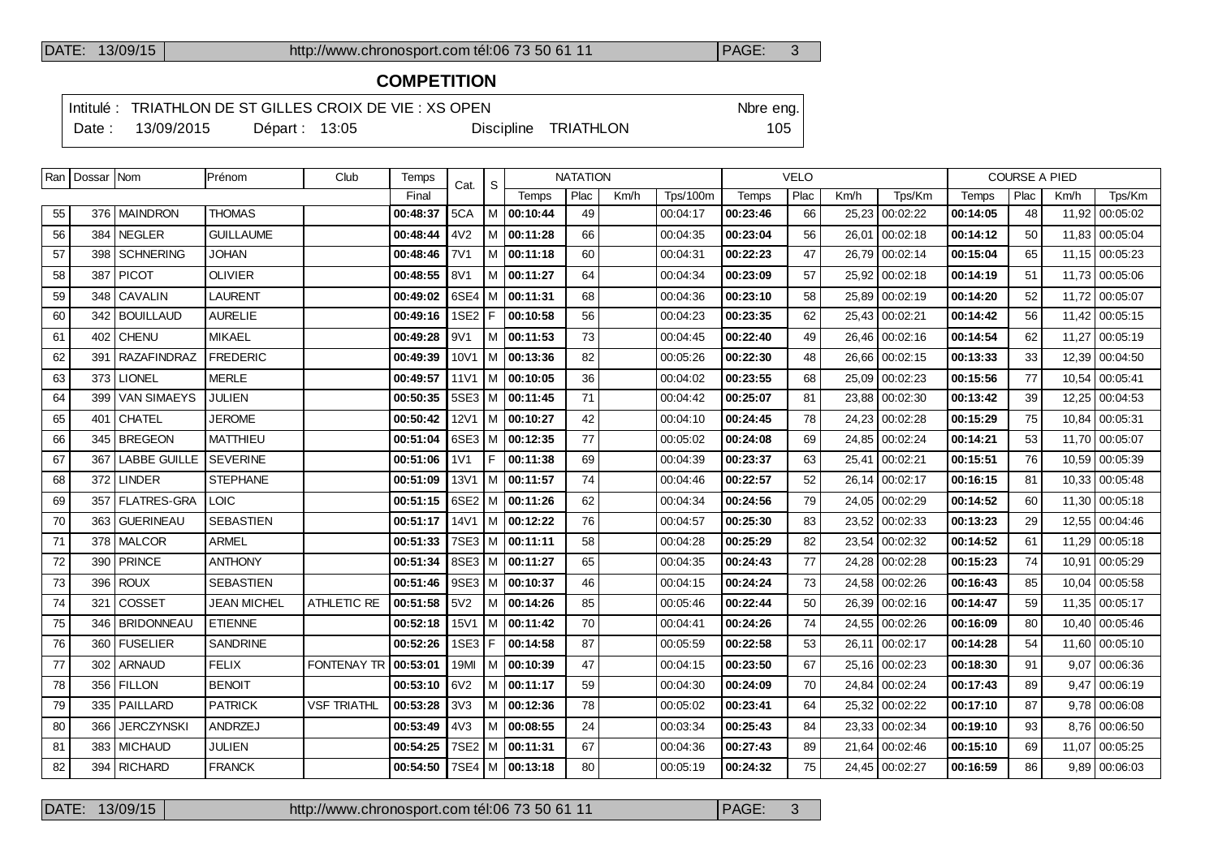## COMPETITION

Intitulé : TRIATHLON DE ST GILLES CROIX DE VIE : XS OPEN

Date : 13/09/2015 Départ : 13:05 Discipline TRIATHLON

Nbre eng. 105

| Ran | Dossar | Nom | Prénom | Club | Temps | Cat. | S | NATATION | | | | VELO | | | | COURSE A PIED | | | |
|---|---|---|---|---|---|---|---|---|---|---|---|---|---|---|---|---|---|---|---|
| | | | | | Final | | | Temps | Plac | Km/h | Tps/100m | Temps | Plac | Km/h | Tps/Km | Temps | Plac | Km/h | Tps/Km |
| 55 | 376 | MAINDRON | THOMAS | | **00:48:37** | 5CA | M | **00:10:44** | 49 | | 00:04:17 | **00:23:46** | 66 | 25,23 | 00:02:22 | **00:14:05** | 48 | 11,92 | 00:05:02 |
| 56 | 384 | NEGLER | GUILLAUME | | **00:48:44** | 4V2 | M | **00:11:28** | 66 | | 00:04:35 | **00:23:04** | 56 | 26,01 | 00:02:18 | **00:14:12** | 50 | 11,83 | 00:05:04 |
| 57 | 398 | SCHNERING | JOHAN | | **00:48:46** | 7V1 | M | **00:11:18** | 60 | | 00:04:31 | **00:22:23** | 47 | 26,79 | 00:02:14 | **00:15:04** | 65 | 11,15 | 00:05:23 |
| 58 | 387 | PICOT | OLIVIER | | **00:48:55** | 8V1 | M | **00:11:27** | 64 | | 00:04:34 | **00:23:09** | 57 | 25,92 | 00:02:18 | **00:14:19** | 51 | 11,73 | 00:05:06 |
| 59 | 348 | CAVALIN | LAURENT | | **00:49:02** | 6SE4 | M | **00:11:31** | 68 | | 00:04:36 | **00:23:10** | 58 | 25,89 | 00:02:19 | **00:14:20** | 52 | 11,72 | 00:05:07 |
| 60 | 342 | BOUILLAUD | AURELIE | | **00:49:16** | 1SE2 | F | **00:10:58** | 56 | | 00:04:23 | **00:23:35** | 62 | 25,43 | 00:02:21 | **00:14:42** | 56 | 11,42 | 00:05:15 |
| 61 | 402 | CHENU | MIKAEL | | **00:49:28** | 9V1 | M | **00:11:53** | 73 | | 00:04:45 | **00:22:40** | 49 | 26,46 | 00:02:16 | **00:14:54** | 62 | 11,27 | 00:05:19 |
| 62 | 391 | RAZAFINDRAZ | FREDERIC | | **00:49:39** | 10V1 | M | **00:13:36** | 82 | | 00:05:26 | **00:22:30** | 48 | 26,66 | 00:02:15 | **00:13:33** | 33 | 12,39 | 00:04:50 |
| 63 | 373 | LIONEL | MERLE | | **00:49:57** | 11V1 | M | **00:10:05** | 36 | | 00:04:02 | **00:23:55** | 68 | 25,09 | 00:02:23 | **00:15:56** | 77 | 10,54 | 00:05:41 |
| 64 | 399 | VAN SIMAEYS | JULIEN | | **00:50:35** | 5SE3 | M | **00:11:45** | 71 | | 00:04:42 | **00:25:07** | 81 | 23,88 | 00:02:30 | **00:13:42** | 39 | 12,25 | 00:04:53 |
| 65 | 401 | CHATEL | JEROME | | **00:50:42** | 12V1 | M | **00:10:27** | 42 | | 00:04:10 | **00:24:45** | 78 | 24,23 | 00:02:28 | **00:15:29** | 75 | 10,84 | 00:05:31 |
| 66 | 345 | BREGEON | MATTHIEU | | **00:51:04** | 6SE3 | M | **00:12:35** | 77 | | 00:05:02 | **00:24:08** | 69 | 24,85 | 00:02:24 | **00:14:21** | 53 | 11,70 | 00:05:07 |
| 67 | 367 | LABBE GUILLE | SEVERINE | | **00:51:06** | 1V1 | F | **00:11:38** | 69 | | 00:04:39 | **00:23:37** | 63 | 25,41 | 00:02:21 | **00:15:51** | 76 | 10,59 | 00:05:39 |
| 68 | 372 | LINDER | STEPHANE | | **00:51:09** | 13V1 | M | **00:11:57** | 74 | | 00:04:46 | **00:22:57** | 52 | 26,14 | 00:02:17 | **00:16:15** | 81 | 10,33 | 00:05:48 |
| 69 | 357 | FLATRES-GRA | LOIC | | **00:51:15** | 6SE2 | M | **00:11:26** | 62 | | 00:04:34 | **00:24:56** | 79 | 24,05 | 00:02:29 | **00:14:52** | 60 | 11,30 | 00:05:18 |
| 70 | 363 | GUERINEAU | SEBASTIEN | | **00:51:17** | 14V1 | M | **00:12:22** | 76 | | 00:04:57 | **00:25:30** | 83 | 23,52 | 00:02:33 | **00:13:23** | 29 | 12,55 | 00:04:46 |
| 71 | 378 | MALCOR | ARMEL | | **00:51:33** | 7SE3 | M | **00:11:11** | 58 | | 00:04:28 | **00:25:29** | 82 | 23,54 | 00:02:32 | **00:14:52** | 61 | 11,29 | 00:05:18 |
| 72 | 390 | PRINCE | ANTHONY | | **00:51:34** | 8SE3 | M | **00:11:27** | 65 | | 00:04:35 | **00:24:43** | 77 | 24,28 | 00:02:28 | **00:15:23** | 74 | 10,91 | 00:05:29 |
| 73 | 396 | ROUX | SEBASTIEN | | **00:51:46** | 9SE3 | M | **00:10:37** | 46 | | 00:04:15 | **00:24:24** | 73 | 24,58 | 00:02:26 | **00:16:43** | 85 | 10,04 | 00:05:58 |
| 74 | 321 | COSSET | JEAN MICHEL | ATHLETIC RE | **00:51:58** | 5V2 | M | **00:14:26** | 85 | | 00:05:46 | **00:22:44** | 50 | 26,39 | 00:02:16 | **00:14:47** | 59 | 11,35 | 00:05:17 |
| 75 | 346 | BRIDONNEAU | ETIENNE | | **00:52:18** | 15V1 | M | **00:11:42** | 70 | | 00:04:41 | **00:24:26** | 74 | 24,55 | 00:02:26 | **00:16:09** | 80 | 10,40 | 00:05:46 |
| 76 | 360 | FUSELIER | SANDRINE | | **00:52:26** | 1SE3 | F | **00:14:58** | 87 | | 00:05:59 | **00:22:58** | 53 | 26,11 | 00:02:17 | **00:14:28** | 54 | 11,60 | 00:05:10 |
| 77 | 302 | ARNAUD | FELIX | FONTENAY TR | **00:53:01** | 19MI | M | **00:10:39** | 47 | | 00:04:15 | **00:23:50** | 67 | 25,16 | 00:02:23 | **00:18:30** | 91 | 9,07 | 00:06:36 |
| 78 | 356 | FILLON | BENOIT | | **00:53:10** | 6V2 | M | **00:11:17** | 59 | | 00:04:30 | **00:24:09** | 70 | 24,84 | 00:02:24 | **00:17:43** | 89 | 9,47 | 00:06:19 |
| 79 | 335 | PAILLARD | PATRICK | VSF TRIATHL | **00:53:28** | 3V3 | M | **00:12:36** | 78 | | 00:05:02 | **00:23:41** | 64 | 25,32 | 00:02:22 | **00:17:10** | 87 | 9,78 | 00:06:08 |
| 80 | 366 | JERCZYNSKI | ANDRZEJ | | **00:53:49** | 4V3 | M | **00:08:55** | 24 | | 00:03:34 | **00:25:43** | 84 | 23,33 | 00:02:34 | **00:19:10** | 93 | 8,76 | 00:06:50 |
| 81 | 383 | MICHAUD | JULIEN | | **00:54:25** | 7SE2 | M | **00:11:31** | 67 | | 00:04:36 | **00:27:43** | 89 | 21,64 | 00:02:46 | **00:15:10** | 69 | 11,07 | 00:05:25 |
| 82 | 394 | RICHARD | FRANCK | | **00:54:50** | 7SE4 | M | **00:13:18** | 80 | | 00:05:19 | **00:24:32** | 75 | 24,45 | 00:02:27 | **00:16:59** | 86 | 9,89 | 00:06:03 |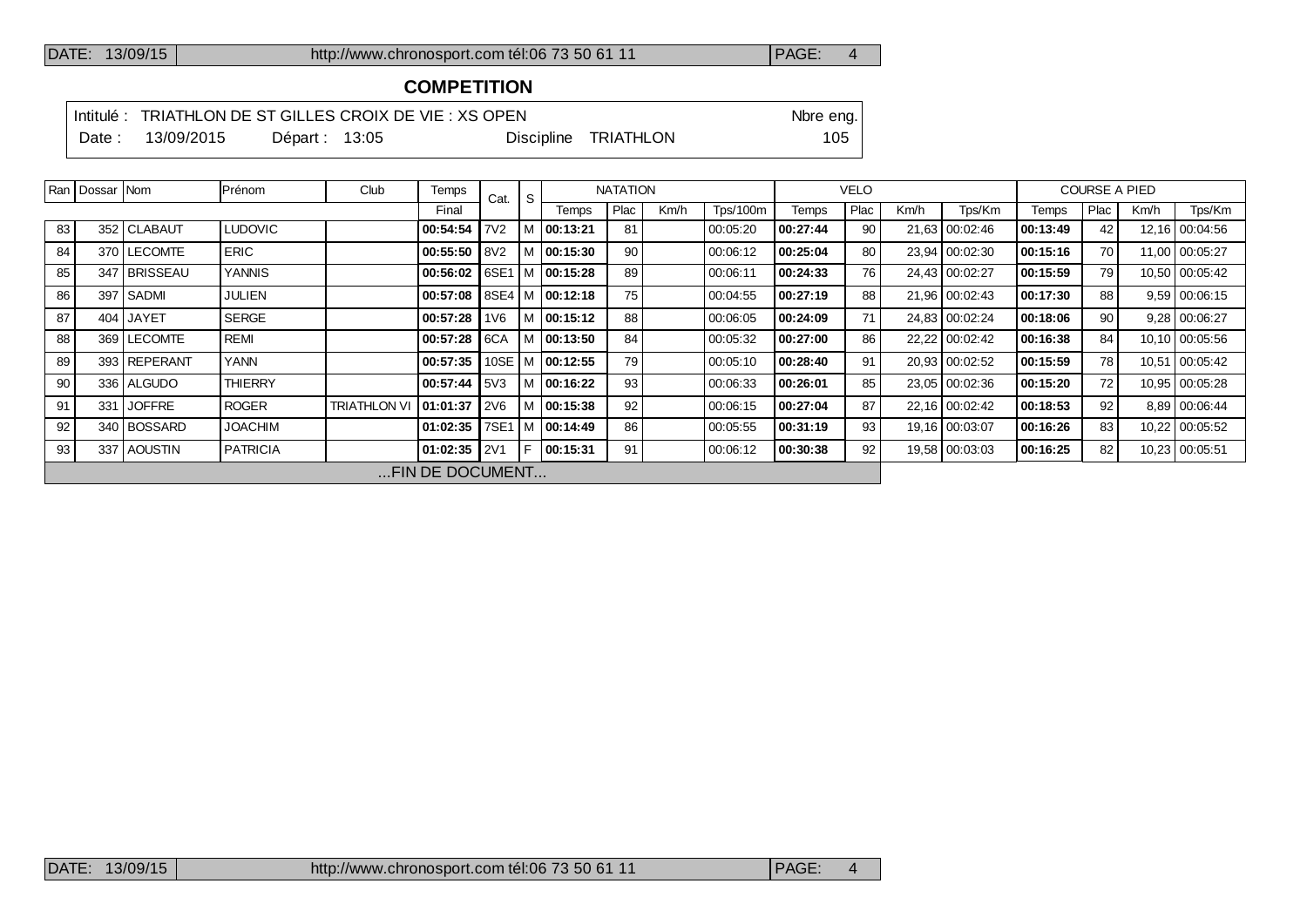## COMPETITION

| Intitulé : TRIATHLON DE ST GILLES CROIX DE VIE : XS OPEN | | Nbre eng. |
|---|---|---|
| Date : 13/09/2015 Départ : 13:05 | Discipline TRIATHLON | 105 |

| Ran | Dossar | Nom | Prénom | Club | Temps | Cat. | S | NATATION | | | | VELO | | | | COURSE A PIED | | | |
|---|---|---|---|---|---|---|---|---|---|---|---|---|---|---|---|---|---|---|---|
| | | | | | Final | | | Temps | Plac | Km/h | Tps/100m | Temps | Plac | Km/h | Tps/Km | Temps | Plac | Km/h | Tps/Km |
| 83 | 352 | CLABAUT | LUDOVIC | | **00:54:54** | 7V2 | M | **00:13:21** | 81 | | 00:05:20 | **00:27:44** | 90 | 21,63 | 00:02:46 | **00:13:49** | 42 | 12,16 | 00:04:56 |
| 84 | 370 | LECOMTE | ERIC | | **00:55:50** | 8V2 | M | **00:15:30** | 90 | | 00:06:12 | **00:25:04** | 80 | 23,94 | 00:02:30 | **00:15:16** | 70 | 11,00 | 00:05:27 |
| 85 | 347 | BRISSEAU | YANNIS | | **00:56:02** | 6SE1 | M | **00:15:28** | 89 | | 00:06:11 | **00:24:33** | 76 | 24,43 | 00:02:27 | **00:15:59** | 79 | 10,50 | 00:05:42 |
| 86 | 397 | SADMI | JULIEN | | **00:57:08** | 8SE4 | M | **00:12:18** | 75 | | 00:04:55 | **00:27:19** | 88 | 21,96 | 00:02:43 | **00:17:30** | 88 | 9,59 | 00:06:15 |
| 87 | 404 | JAYET | SERGE | | **00:57:28** | 1V6 | M | **00:15:12** | 88 | | 00:06:05 | **00:24:09** | 71 | 24,83 | 00:02:24 | **00:18:06** | 90 | 9,28 | 00:06:27 |
| 88 | 369 | LECOMTE | REMI | | **00:57:28** | 6CA | M | **00:13:50** | 84 | | 00:05:32 | **00:27:00** | 86 | 22,22 | 00:02:42 | **00:16:38** | 84 | 10,10 | 00:05:56 |
| 89 | 393 | REPERANT | YANN | | **00:57:35** | 10SE | M | **00:12:55** | 79 | | 00:05:10 | **00:28:40** | 91 | 20,93 | 00:02:52 | **00:15:59** | 78 | 10,51 | 00:05:42 |
| 90 | 336 | ALGUDO | THIERRY | | **00:57:44** | 5V3 | M | **00:16:22** | 93 | | 00:06:33 | **00:26:01** | 85 | 23,05 | 00:02:36 | **00:15:20** | 72 | 10,95 | 00:05:28 |
| 91 | 331 | JOFFRE | ROGER | TRIATHLON VI | **01:01:37** | 2V6 | M | **00:15:38** | 92 | | 00:06:15 | **00:27:04** | 87 | 22,16 | 00:02:42 | **00:18:53** | 92 | 8,89 | 00:06:44 |
| 92 | 340 | BOSSARD | JOACHIM | | **01:02:35** | 7SE1 | M | **00:14:49** | 86 | | 00:05:55 | **00:31:19** | 93 | 19,16 | 00:03:07 | **00:16:26** | 83 | 10,22 | 00:05:52 |
| 93 | 337 | AOUSTIN | PATRICIA | | **01:02:35** | 2V1 | F | **00:15:31** | 91 | | 00:06:12 | **00:30:38** | 92 | 19,58 | 00:03:03 | **00:16:25** | 82 | 10,23 | 00:05:51 |

...FIN DE DOCUMENT...